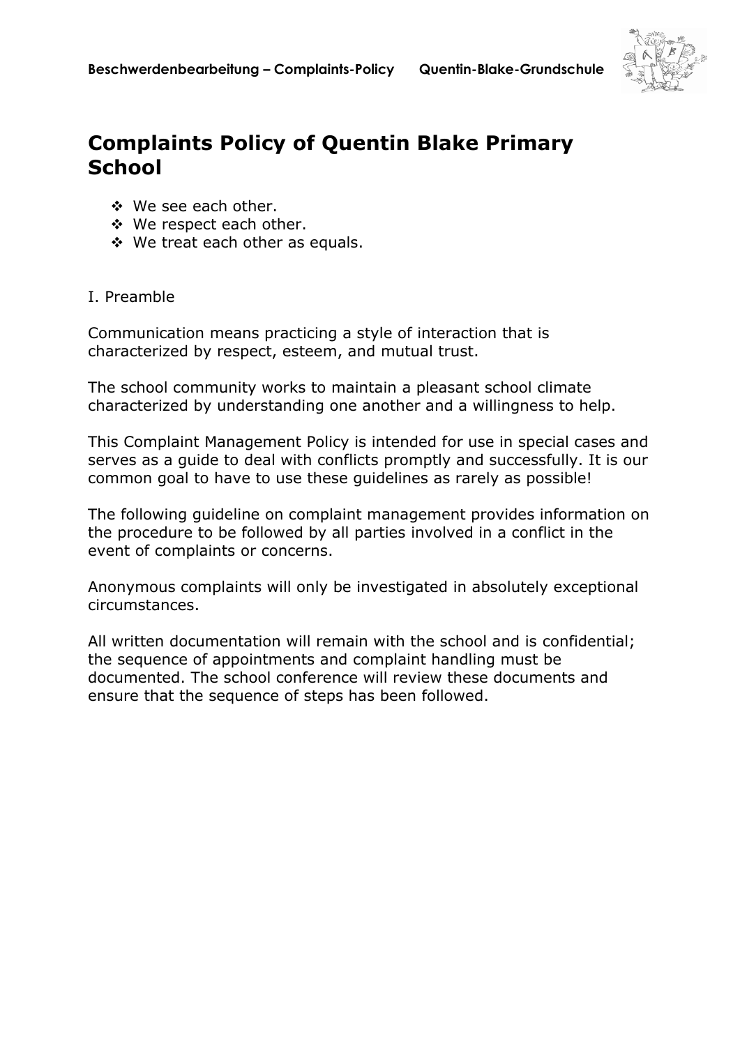# Complaints Policy of Quentin Blake Primary School

- We see each other.
- We respect each other.
- We treat each other as equals.

I. Preamble

Communication means practicing a style of interaction that is characterized by respect, esteem, and mutual trust.

The school community works to maintain a pleasant school climate characterized by understanding one another and a willingness to help.

This Complaint Management Policy is intended for use in special cases and serves as a guide to deal with conflicts promptly and successfully. It is our common goal to have to use these guidelines as rarely as possible!

The following guideline on complaint management provides information on the procedure to be followed by all parties involved in a conflict in the event of complaints or concerns.

Anonymous complaints will only be investigated in absolutely exceptional circumstances.

All written documentation will remain with the school and is confidential; the sequence of appointments and complaint handling must be documented. The school conference will review these documents and ensure that the sequence of steps has been followed.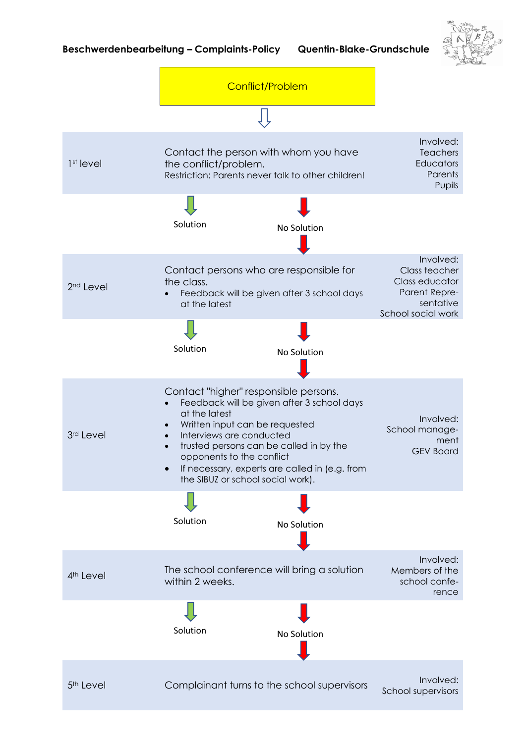**Beschwerdenbearbeitung – Complaints-Policy Quentin-Blake-Grundschule**

**Conflict/Problem**

⇩

## 1st level

Contact the person with whom you have the conflict/problem.
Restriction: Parents never talk to other children!

Involved:
Teachers
Educators
Parents
Pupils

Solution | No Solution

## 2nd Level

Contact persons who are responsible for the class.

- Feedback will be given after 3 school days at the latest

Involved:
Class teacher
Class educator
Parent Representative
School social work

Solution | No Solution

## 3rd Level

Contact "higher" responsible persons.

- Feedback will be given after 3 school days at the latest
- Written input can be requested
- Interviews are conducted
- trusted persons can be called in by the opponents to the conflict
- If necessary, experts are called in (e.g. from the SIBUZ or school social work).

Involved:
School management
GEV Board

Solution | No Solution

## 4th Level

The school conference will bring a solution within 2 weeks.

Involved:
Members of the school conference

Solution | No Solution

## 5th Level

Complainant turns to the school supervisors

Involved:
School supervisors